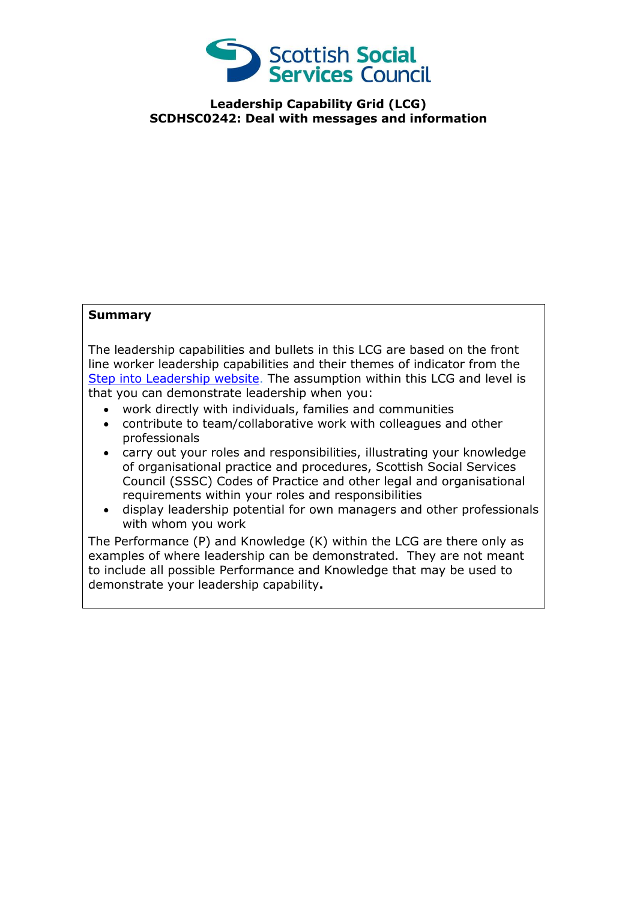Scottish Social Services Council

**Leadership Capability Grid (LCG)**
**SCDHSC0242: Deal with messages and information**

**Summary**

The leadership capabilities and bullets in this LCG are based on the front line worker leadership capabilities and their themes of indicator from the Step into Leadership website. The assumption within this LCG and level is that you can demonstrate leadership when you:

- work directly with individuals, families and communities
- contribute to team/collaborative work with colleagues and other professionals
- carry out your roles and responsibilities, illustrating your knowledge of organisational practice and procedures, Scottish Social Services Council (SSSC) Codes of Practice and other legal and organisational requirements within your roles and responsibilities
- display leadership potential for own managers and other professionals with whom you work

The Performance (P) and Knowledge (K) within the LCG are there only as examples of where leadership can be demonstrated. They are not meant to include all possible Performance and Knowledge that may be used to demonstrate your leadership capability**.**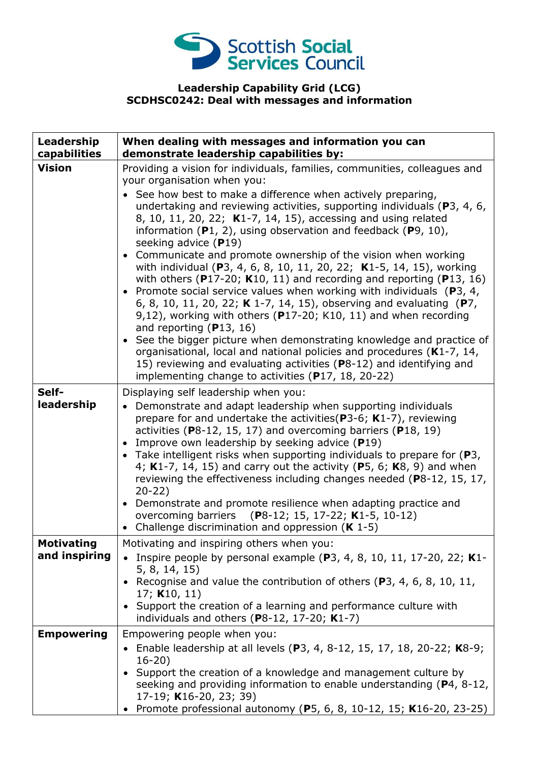Scottish Social Services Council

**Leadership Capability Grid (LCG)**
**SCDHSC0242: Deal with messages and information**

| Leadership capabilities | When dealing with messages and information you can demonstrate leadership capabilities by: |
|---|---|
| **Vision** | Providing a vision for individuals, families, communities, colleagues and your organisation when you: <br>• See how best to make a difference when actively preparing, undertaking and reviewing activities, supporting individuals (**P**3, 4, 6, 8, 10, 11, 20, 22; **K**1-7, 14, 15), accessing and using related information (**P**1, 2), using observation and feedback (**P**9, 10), seeking advice (**P**19) <br>• Communicate and promote ownership of the vision when working with individual (**P**3, 4, 6, 8, 10, 11, 20, 22; **K**1-5, 14, 15), working with others (**P**17-20; **K**10, 11) and recording and reporting (**P**13, 16) <br>• Promote social service values when working with individuals (**P**3, 4, 6, 8, 10, 11, 20, 22; **K** 1-7, 14, 15), observing and evaluating (**P**7, 9,12), working with others (**P**17-20; K10, 11) and when recording and reporting (**P**13, 16) <br>• See the bigger picture when demonstrating knowledge and practice of organisational, local and national policies and procedures (**K**1-7, 14, 15) reviewing and evaluating activities (**P**8-12) and identifying and implementing change to activities (**P**17, 18, 20-22) |
| **Self-leadership** | Displaying self leadership when you: <br>• Demonstrate and adapt leadership when supporting individuals prepare for and undertake the activities(**P**3-6; **K**1-7), reviewing activities (**P**8-12, 15, 17) and overcoming barriers (**P**18, 19) <br>• Improve own leadership by seeking advice (**P**19) <br>• Take intelligent risks when supporting individuals to prepare for (**P**3, 4; **K**1-7, 14, 15) and carry out the activity (**P**5, 6; **K**8, 9) and when reviewing the effectiveness including changes needed (**P**8-12, 15, 17, 20-22) <br>• Demonstrate and promote resilience when adapting practice and overcoming barriers (**P**8-12; 15, 17-22; **K**1-5, 10-12) <br>• Challenge discrimination and oppression (**K** 1-5) |
| **Motivating and inspiring** | Motivating and inspiring others when you: <br>• Inspire people by personal example (**P**3, 4, 8, 10, 11, 17-20, 22; **K**1-5, 8, 14, 15) <br>• Recognise and value the contribution of others (**P**3, 4, 6, 8, 10, 11, 17; **K**10, 11) <br>• Support the creation of a learning and performance culture with individuals and others (**P**8-12, 17-20; **K**1-7) |
| **Empowering** | Empowering people when you: <br>• Enable leadership at all levels (**P**3, 4, 8-12, 15, 17, 18, 20-22; **K**8-9; 16-20) <br>• Support the creation of a knowledge and management culture by seeking and providing information to enable understanding (**P**4, 8-12, 17-19; **K**16-20, 23; 39) <br>• Promote professional autonomy (**P**5, 6, 8, 10-12, 15; **K**16-20, 23-25) |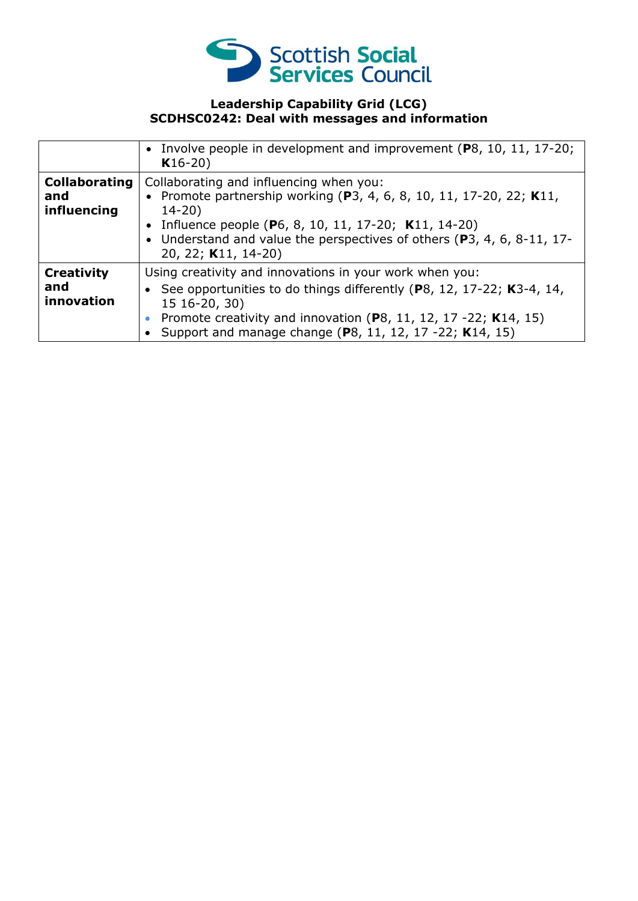Leadership Capability Grid (LCG)
SCDHSC0242: Deal with messages and information

| | |
|---|---|
| | • Involve people in development and improvement (**P**8, 10, 11, 17-20; **K**16-20) |
| **Collaborating and influencing** | Collaborating and influencing when you:<br>• Promote partnership working (**P**3, 4, 6, 8, 10, 11, 17-20, 22; **K**11, 14-20)<br>• Influence people (**P**6, 8, 10, 11, 17-20;  **K**11, 14-20)<br>• Understand and value the perspectives of others (**P**3, 4, 6, 8-11, 17-20, 22; **K**11, 14-20) |
| **Creativity and innovation** | Using creativity and innovations in your work when you:<br>• See opportunities to do things differently (**P**8, 12, 17-22; **K**3-4, 14, 15 16-20, 30)<br>• Promote creativity and innovation (**P**8, 11, 12, 17 -22; **K**14, 15)<br>• Support and manage change (**P**8, 11, 12, 17 -22; **K**14, 15) |